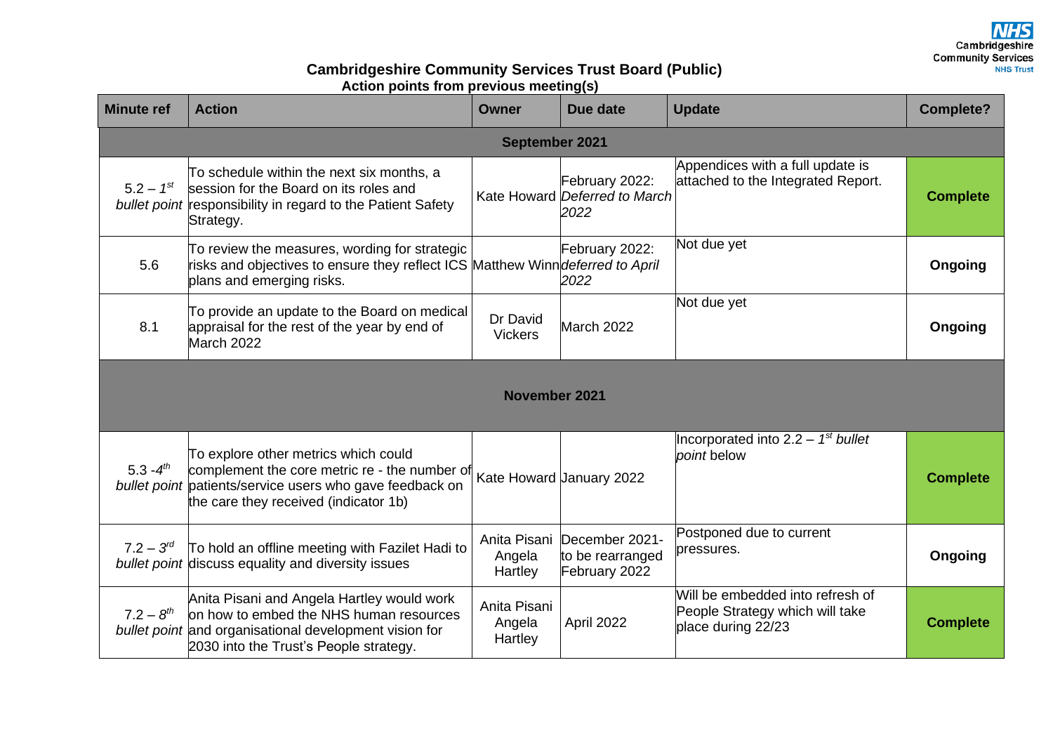## Cambridgeshire Community Services Trust Board (Public)

**Action points from previous meeting(s)**

| Minute ref | Action | Owner | Due date | Update | Complete? |
|---|---|---|---|---|---|
| **September 2021** | | | | | |
| 5.2 – 1st *bullet point* | To schedule within the next six months, a session for the Board on its roles and responsibility in regard to the Patient Safety Strategy. | Kate Howard | February 2022: *Deferred to March 2022* | Appendices with a full update is attached to the Integrated Report. | **Complete** |
| 5.6 | To review the measures, wording for strategic risks and objectives to ensure they reflect ICS plans and emerging risks. | Matthew Winn | February 2022: *deferred to April 2022* | Not due yet | **Ongoing** |
| 8.1 | To provide an update to the Board on medical appraisal for the rest of the year by end of March 2022 | Dr David Vickers | March 2022 | Not due yet | **Ongoing** |
| **November 2021** | | | | | |
| 5.3 -4th *bullet point* | To explore other metrics which could complement the core metric re - the number of patients/service users who gave feedback on the care they received (indicator 1b) | Kate Howard | January 2022 | Incorporated into 2.2 – *1st bullet point* below | **Complete** |
| 7.2 – 3rd *bullet point* | To hold an offline meeting with Fazilet Hadi to discuss equality and diversity issues | Anita Pisani Angela Hartley | December 2021- to be rearranged February 2022 | Postponed due to current pressures. | **Ongoing** |
| 7.2 – 8th *bullet point* | Anita Pisani and Angela Hartley would work on how to embed the NHS human resources and organisational development vision for 2030 into the Trust's People strategy. | Anita Pisani Angela Hartley | April 2022 | Will be embedded into refresh of People Strategy which will take place during 22/23 | **Complete** |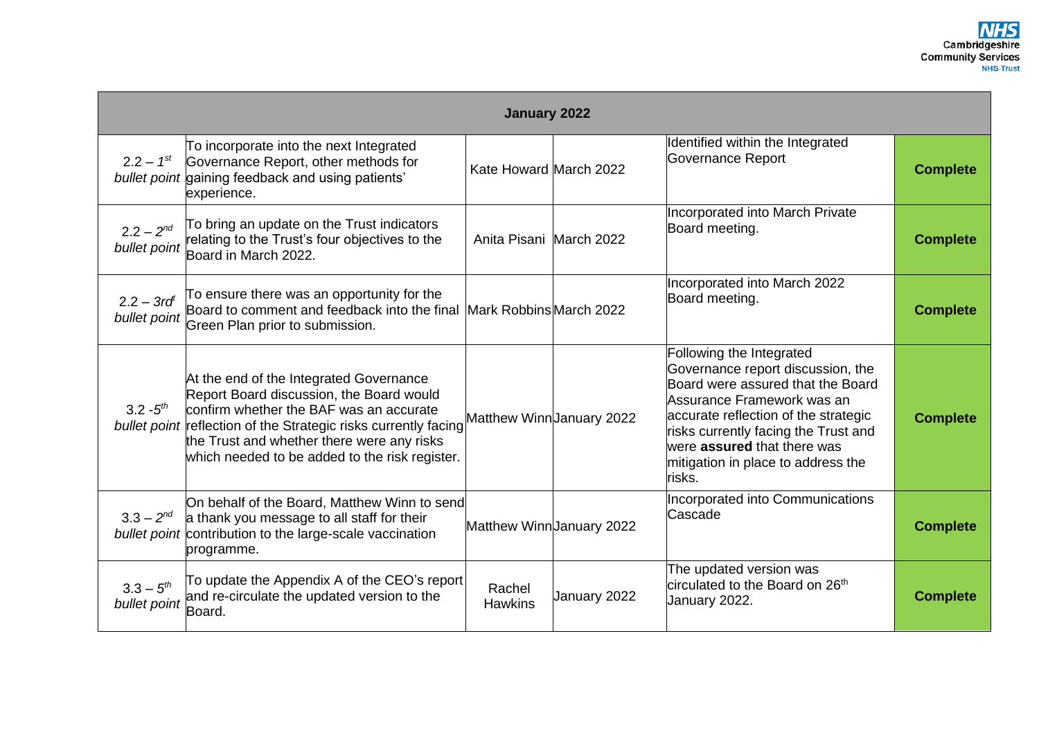| January 2022 | | | | | |
|---|---|---|---|---|---|
| 2.2 – 1st *bullet point* | To incorporate into the next Integrated Governance Report, other methods for gaining feedback and using patients' experience. | Kate Howard | March 2022 | Identified within the Integrated Governance Report | **Complete** |
| 2.2 – 2nd *bullet point* | To bring an update on the Trust indicators relating to the Trust's four objectives to the Board in March 2022. | Anita Pisani | March 2022 | Incorporated into March Private Board meeting. | **Complete** |
| 2.2 – 3rd *bullet point* | To ensure there was an opportunity for the Board to comment and feedback into the final Green Plan prior to submission. | Mark Robbins | March 2022 | Incorporated into March 2022 Board meeting. | **Complete** |
| 3.2 -5th *bullet point* | At the end of the Integrated Governance Report Board discussion, the Board would confirm whether the BAF was an accurate reflection of the Strategic risks currently facing the Trust and whether there were any risks which needed to be added to the risk register. | Matthew Winn | January 2022 | Following the Integrated Governance report discussion, the Board were assured that the Board Assurance Framework was an accurate reflection of the strategic risks currently facing the Trust and were **assured** that there was mitigation in place to address the risks. | **Complete** |
| 3.3 – 2nd *bullet point* | On behalf of the Board, Matthew Winn to send a thank you message to all staff for their contribution to the large-scale vaccination programme. | Matthew Winn | January 2022 | Incorporated into Communications Cascade | **Complete** |
| 3.3 – 5th *bullet point* | To update the Appendix A of the CEO's report and re-circulate the updated version to the Board. | Rachel Hawkins | January 2022 | The updated version was circulated to the Board on 26th January 2022. | **Complete** |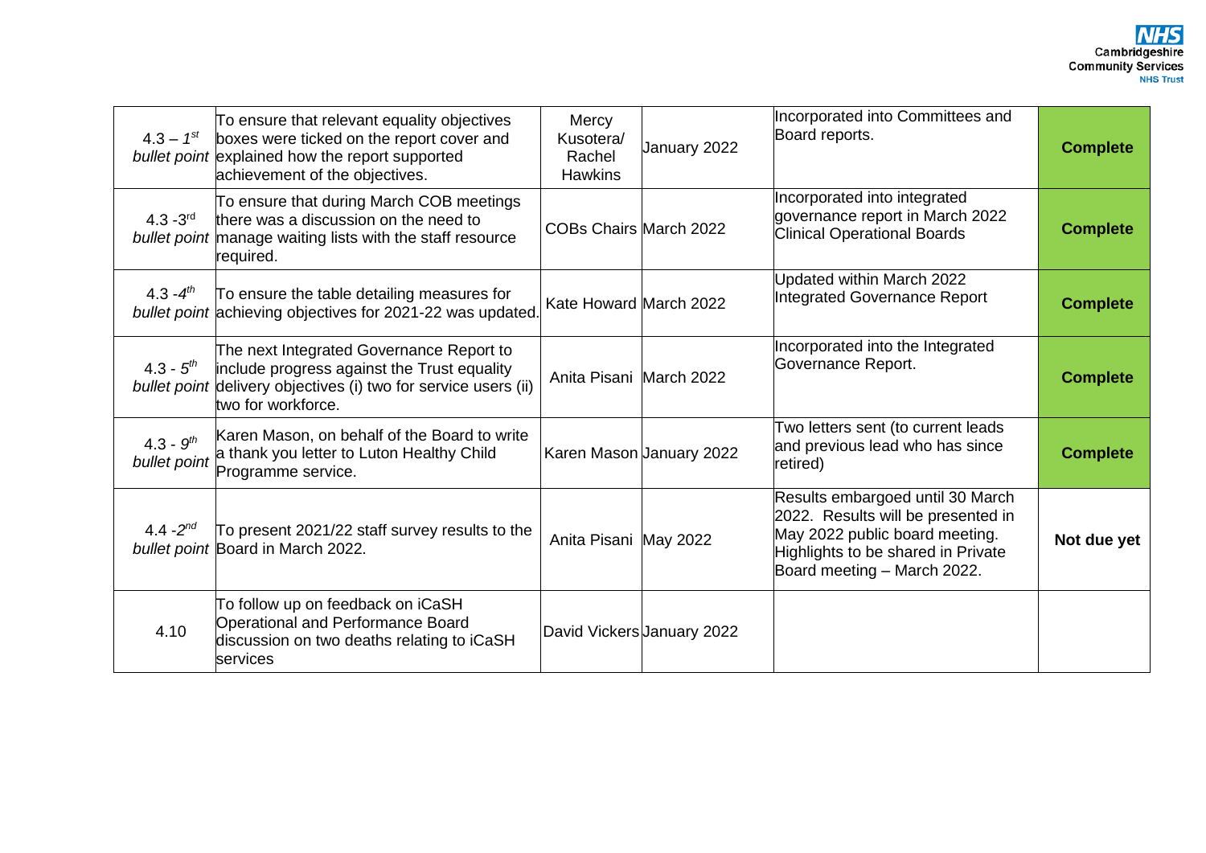| | | | | | |
|---|---|---|---|---|---|
| 4.3 – 1st *bullet point* | To ensure that relevant equality objectives boxes were ticked on the report cover and explained how the report supported achievement of the objectives. | Mercy Kusotera/ Rachel Hawkins | January 2022 | Incorporated into Committees and Board reports. | **Complete** |
| 4.3 -3rd *bullet point* | To ensure that during March COB meetings there was a discussion on the need to manage waiting lists with the staff resource required. | COBs Chairs | March 2022 | Incorporated into integrated governance report in March 2022 Clinical Operational Boards | **Complete** |
| 4.3 -4th *bullet point* | To ensure the table detailing measures for achieving objectives for 2021-22 was updated. | Kate Howard | March 2022 | Updated within March 2022 Integrated Governance Report | **Complete** |
| 4.3 - 5th *bullet point* | The next Integrated Governance Report to include progress against the Trust equality delivery objectives (i) two for service users (ii) two for workforce. | Anita Pisani | March 2022 | Incorporated into the Integrated Governance Report. | **Complete** |
| 4.3 - 9th *bullet point* | Karen Mason, on behalf of the Board to write a thank you letter to Luton Healthy Child Programme service. | Karen Mason | January 2022 | Two letters sent (to current leads and previous lead who has since retired) | **Complete** |
| 4.4 -2nd *bullet point* | To present 2021/22 staff survey results to the Board in March 2022. | Anita Pisani | May 2022 | Results embargoed until 30 March 2022. Results will be presented in May 2022 public board meeting. Highlights to be shared in Private Board meeting – March 2022. | **Not due yet** |
| 4.10 | To follow up on feedback on iCaSH Operational and Performance Board discussion on two deaths relating to iCaSH services | David Vickers | January 2022 | | |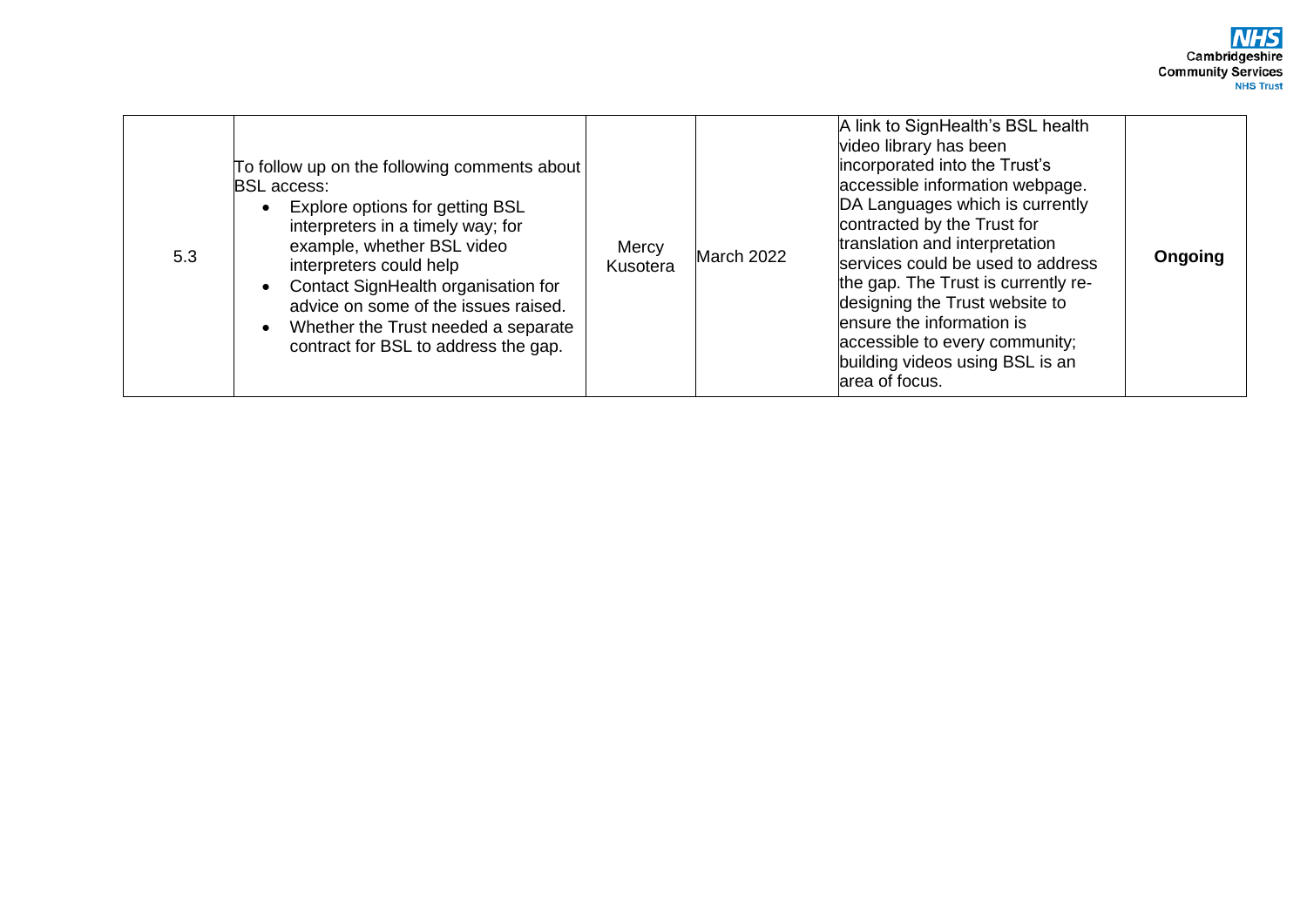| | | | | | |
|---|---|---|---|---|---|
| 5.3 | To follow up on the following comments about BSL access:<br>• Explore options for getting BSL interpreters in a timely way; for example, whether BSL video interpreters could help<br>• Contact SignHealth organisation for advice on some of the issues raised.<br>• Whether the Trust needed a separate contract for BSL to address the gap. | Mercy Kusotera | March 2022 | A link to SignHealth's BSL health video library has been incorporated into the Trust's accessible information webpage. DA Languages which is currently contracted by the Trust for translation and interpretation services could be used to address the gap. The Trust is currently re-designing the Trust website to ensure the information is accessible to every community; building videos using BSL is an area of focus. | **Ongoing** |